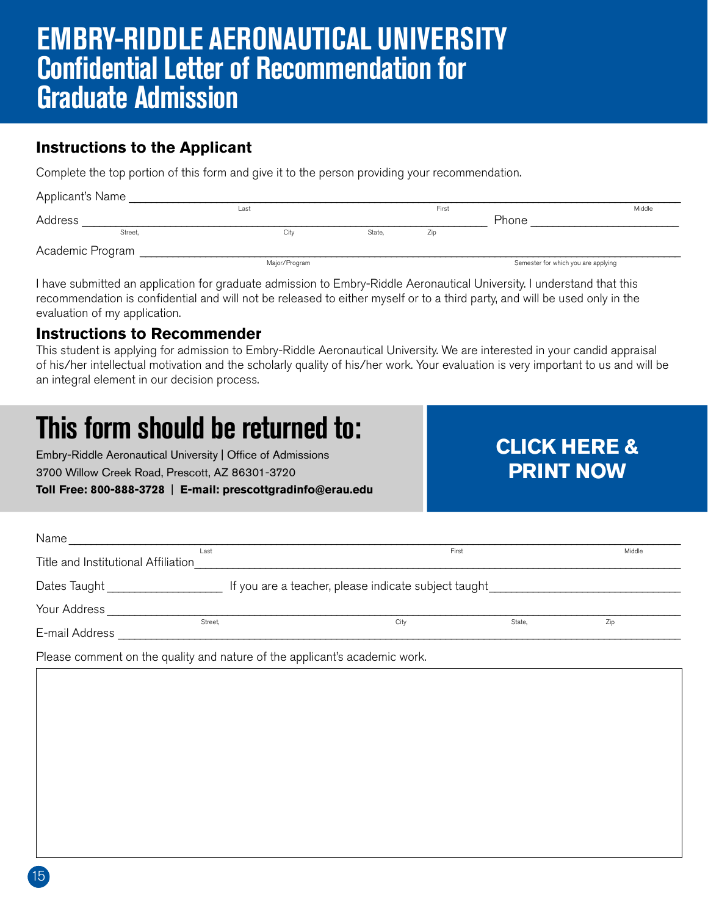# EMBRY-RIDDLE AERONAUTICAL UNIVERSITY

## Confidential Letter of Recommendation for Graduate Admission

### Instructions to the Applicant

Complete the top portion of this form and give it to the person providing your recommendation.

Applicant's Name ______________________________________________
Last First Middle

Address ______________________________________________ Phone ____________________
Street, City State, Zip

Academic Program ______________________________________________
Major/Program Semester for which you are applying

I have submitted an application for graduate admission to Embry-Riddle Aeronautical University. I understand that this recommendation is confidential and will not be released to either myself or to a third party, and will be used only in the evaluation of my application.

### Instructions to Recommender

This student is applying for admission to Embry-Riddle Aeronautical University. We are interested in your candid appraisal of his/her intellectual motivation and the scholarly quality of his/her work. Your evaluation is very important to us and will be an integral element in our decision process.

## This form should be returned to:

Embry-Riddle Aeronautical University | Office of Admissions
3700 Willow Creek Road, Prescott, AZ 86301-3720
**Toll Free: 800-888-3728 | E-mail: prescottgradinfo@erau.edu**

**CLICK HERE & PRINT NOW**

Name ______________________________________________
Last First Middle

Title and Institutional Affiliation ______________________________________________

Dates Taught ____________ If you are a teacher, please indicate subject taught ____________________

Your Address ______________________________________________
Street, City State, Zip

E-mail Address ______________________________________________

Please comment on the quality and nature of the applicant's academic work.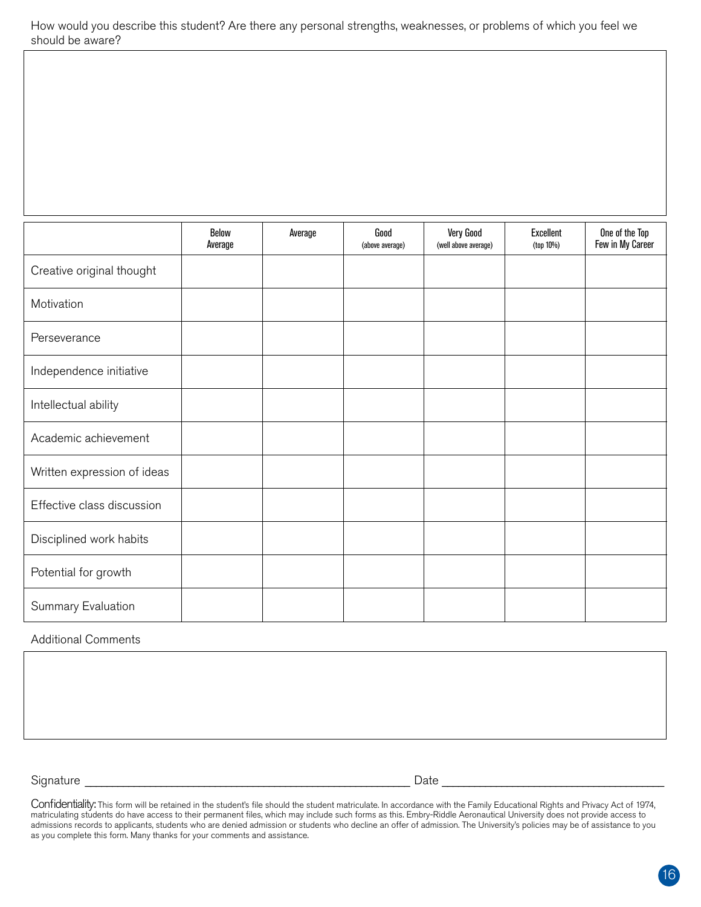How would you describe this student? Are there any personal strengths, weaknesses, or problems of which you feel we should be aware?

| | Below Average | Average | Good (above average) | Very Good (well above average) | Excellent (top 10%) | One of the Top Few in My Career |
|---|---|---|---|---|---|---|
| Creative original thought | | | | | | |
| Motivation | | | | | | |
| Perseverance | | | | | | |
| Independence initiative | | | | | | |
| Intellectual ability | | | | | | |
| Academic achievement | | | | | | |
| Written expression of ideas | | | | | | |
| Effective class discussion | | | | | | |
| Disciplined work habits | | | | | | |
| Potential for growth | | | | | | |
| Summary Evaluation | | | | | | |

Additional Comments

Signature ______________________________ Date ______________________

Confidentiality: This form will be retained in the student's file should the student matriculate. In accordance with the Family Educational Rights and Privacy Act of 1974, matriculating students do have access to their permanent files, which may include such forms as this. Embry-Riddle Aeronautical University does not provide access to admissions records to applicants, students who are denied admission or students who decline an offer of admission. The University's policies may be of assistance to you as you complete this form. Many thanks for your comments and assistance.